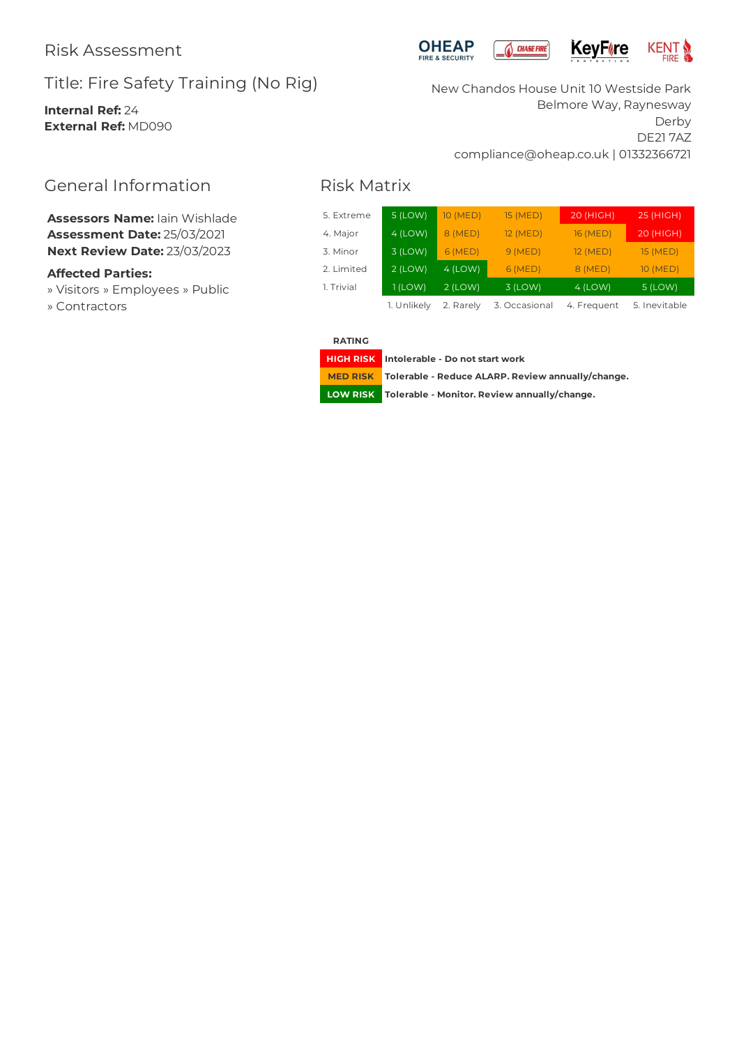# Risk Assessment

## Title: Fire Safety Training (No Rig)

**Internal Ref:** 24
**External Ref:** MD090

OHEAP FIRE & SECURITY | CHASE FIRE | KeyFire PROTECTION | KENT FIRE

New Chandos House Unit 10 Westside Park
Belmore Way, Raynesway
Derby
DE21 7AZ
compliance@oheap.co.uk | 01332366721

## General Information

**Assessors Name:** Iain Wishlade
**Assessment Date:** 25/03/2021
**Next Review Date:** 23/03/2023

**Affected Parties:**
» Visitors » Employees » Public
» Contractors

## Risk Matrix

| | | | | | |
|---|---|---|---|---|---|
| 5. Extreme | 5 (LOW) | 10 (MED) | 15 (MED) | 20 (HIGH) | 25 (HIGH) |
| 4. Major | 4 (LOW) | 8 (MED) | 12 (MED) | 16 (MED) | 20 (HIGH) |
| 3. Minor | 3 (LOW) | 6 (MED) | 9 (MED) | 12 (MED) | 15 (MED) |
| 2. Limited | 2 (LOW) | 4 (LOW) | 6 (MED) | 8 (MED) | 10 (MED) |
| 1. Trivial | 1 (LOW) | 2 (LOW) | 3 (LOW) | 4 (LOW) | 5 (LOW) |
| | 1. Unlikely | 2. Rarely | 3. Occasional | 4. Frequent | 5. Inevitable |

| RATING | |
|---|---|
| HIGH RISK | **Intolerable - Do not start work** |
| MED RISK | **Tolerable - Reduce ALARP. Review annually/change.** |
| LOW RISK | **Tolerable - Monitor. Review annually/change.** |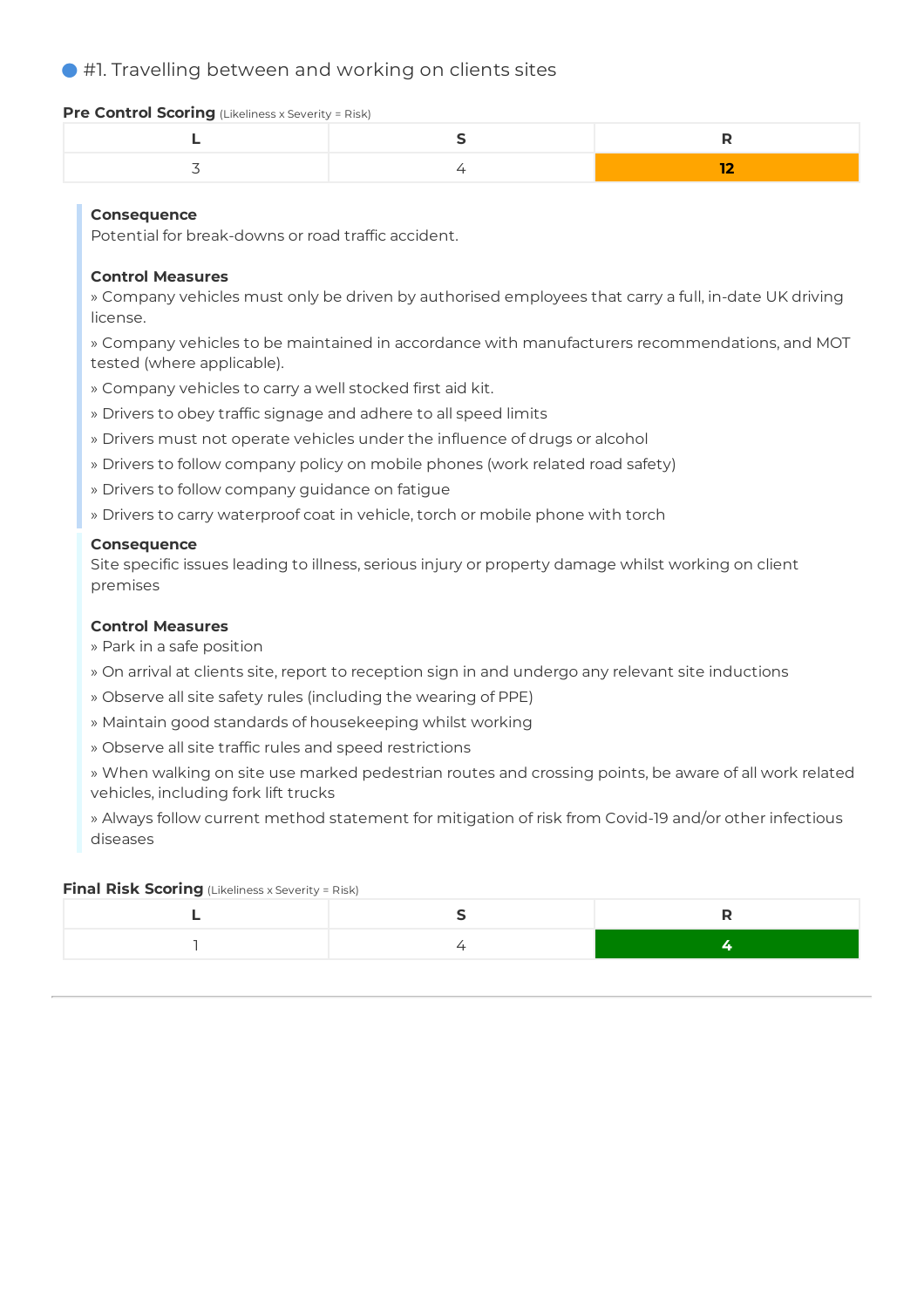## #1. Travelling between and working on clients sites

**Pre Control Scoring** (Likeliness x Severity = Risk)

| L | S | R |
|---|---|---|
| 3 | 4 | **12** |

**Consequence**
Potential for break-downs or road traffic accident.

**Control Measures**
» Company vehicles must only be driven by authorised employees that carry a full, in-date UK driving license.
» Company vehicles to be maintained in accordance with manufacturers recommendations, and MOT tested (where applicable).
» Company vehicles to carry a well stocked first aid kit.
» Drivers to obey traffic signage and adhere to all speed limits
» Drivers must not operate vehicles under the influence of drugs or alcohol
» Drivers to follow company policy on mobile phones (work related road safety)
» Drivers to follow company guidance on fatigue
» Drivers to carry waterproof coat in vehicle, torch or mobile phone with torch

**Consequence**
Site specific issues leading to illness, serious injury or property damage whilst working on client premises

**Control Measures**
» Park in a safe position
» On arrival at clients site, report to reception sign in and undergo any relevant site inductions
» Observe all site safety rules (including the wearing of PPE)
» Maintain good standards of housekeeping whilst working
» Observe all site traffic rules and speed restrictions
» When walking on site use marked pedestrian routes and crossing points, be aware of all work related vehicles, including fork lift trucks
» Always follow current method statement for mitigation of risk from Covid-19 and/or other infectious diseases

**Final Risk Scoring** (Likeliness x Severity = Risk)

| L | S | R |
|---|---|---|
| 1 | 4 | **4** |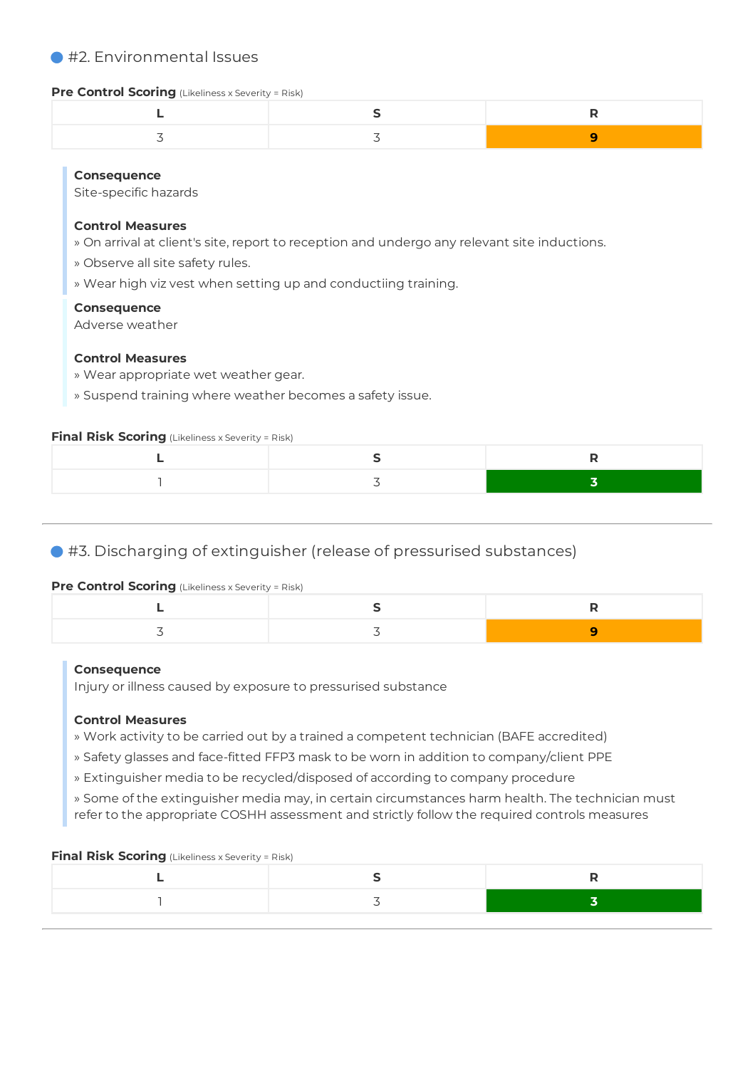## #2. Environmental Issues

**Pre Control Scoring** (Likeliness x Severity = Risk)

| L | S | R |
|---|---|---|
| 3 | 3 | **9** |

**Consequence**
Site-specific hazards

**Control Measures**
» On arrival at client's site, report to reception and undergo any relevant site inductions.
» Observe all site safety rules.
» Wear high viz vest when setting up and conductiing training.

**Consequence**
Adverse weather

**Control Measures**
» Wear appropriate wet weather gear.
» Suspend training where weather becomes a safety issue.

**Final Risk Scoring** (Likeliness x Severity = Risk)

| L | S | R |
|---|---|---|
| 1 | 3 | **3** |

---

## #3. Discharging of extinguisher (release of pressurised substances)

**Pre Control Scoring** (Likeliness x Severity = Risk)

| L | S | R |
|---|---|---|
| 3 | 3 | **9** |

**Consequence**
Injury or illness caused by exposure to pressurised substance

**Control Measures**
» Work activity to be carried out by a trained a competent technician (BAFE accredited)
» Safety glasses and face-fitted FFP3 mask to be worn in addition to company/client PPE
» Extinguisher media to be recycled/disposed of according to company procedure
» Some of the extinguisher media may, in certain circumstances harm health. The technician must refer to the appropriate COSHH assessment and strictly follow the required controls measures

**Final Risk Scoring** (Likeliness x Severity = Risk)

| L | S | R |
|---|---|---|
| 1 | 3 | **3** |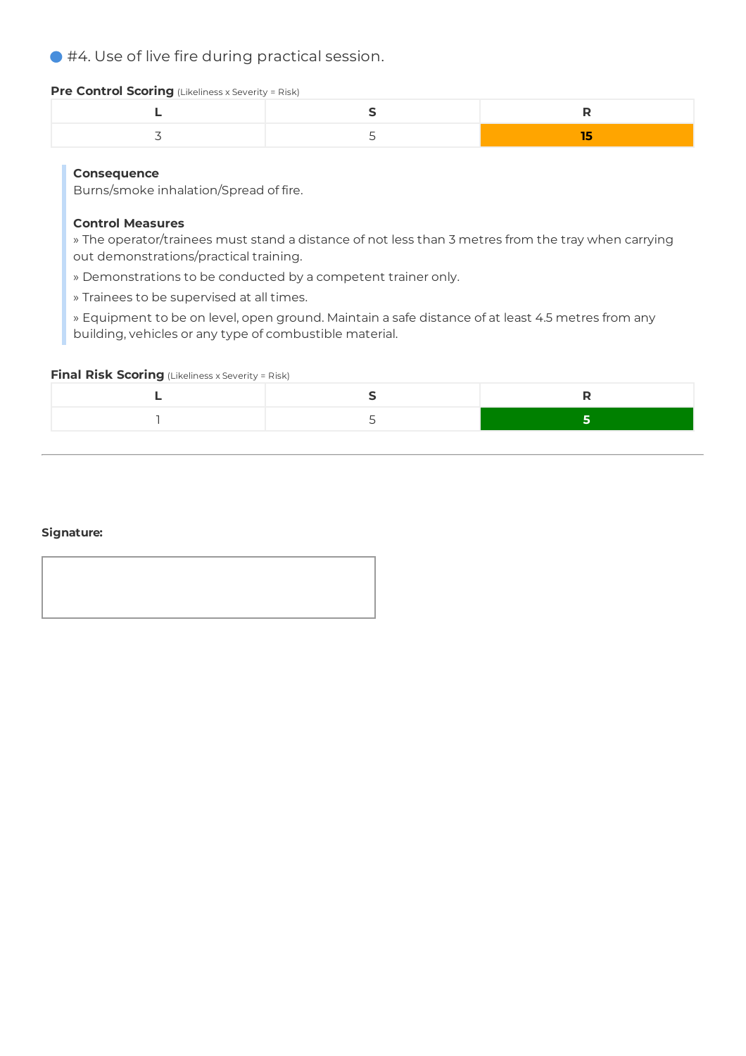## #4. Use of live fire during practical session.

**Pre Control Scoring** (Likeliness x Severity = Risk)

| L | S | R |
|---|---|---|
| 3 | 5 | **15** |

**Consequence**
Burns/smoke inhalation/Spread of fire.

**Control Measures**
» The operator/trainees must stand a distance of not less than 3 metres from the tray when carrying out demonstrations/practical training.
» Demonstrations to be conducted by a competent trainer only.
» Trainees to be supervised at all times.
» Equipment to be on level, open ground. Maintain a safe distance of at least 4.5 metres from any building, vehicles or any type of combustible material.

**Final Risk Scoring** (Likeliness x Severity = Risk)

| L | S | R |
|---|---|---|
| 1 | 5 | **5** |

---

**Signature:**